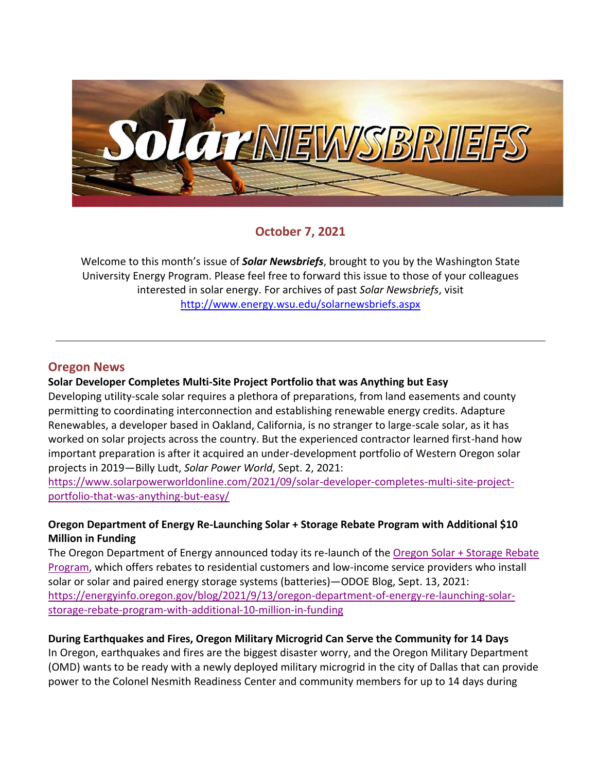# Solar NEWSBRIEFS

## October 7, 2021

Welcome to this month's issue of ***Solar Newsbriefs***, brought to you by the Washington State University Energy Program. Please feel free to forward this issue to those of your colleagues interested in solar energy. For archives of past *Solar Newsbriefs*, visit http://www.energy.wsu.edu/solarnewsbriefs.aspx

---

## Oregon News

**Solar Developer Completes Multi-Site Project Portfolio that was Anything but Easy**

Developing utility-scale solar requires a plethora of preparations, from land easements and county permitting to coordinating interconnection and establishing renewable energy credits. Adapture Renewables, a developer based in Oakland, California, is no stranger to large-scale solar, as it has worked on solar projects across the country. But the experienced contractor learned first-hand how important preparation is after it acquired an under-development portfolio of Western Oregon solar projects in 2019—Billy Ludt, *Solar Power World*, Sept. 2, 2021: https://www.solarpowerworldonline.com/2021/09/solar-developer-completes-multi-site-project-portfolio-that-was-anything-but-easy/

**Oregon Department of Energy Re-Launching Solar + Storage Rebate Program with Additional $10 Million in Funding**

The Oregon Department of Energy announced today its re-launch of the Oregon Solar + Storage Rebate Program, which offers rebates to residential customers and low-income service providers who install solar or solar and paired energy storage systems (batteries)—ODOE Blog, Sept. 13, 2021: https://energyinfo.oregon.gov/blog/2021/9/13/oregon-department-of-energy-re-launching-solar-storage-rebate-program-with-additional-10-million-in-funding

**During Earthquakes and Fires, Oregon Military Microgrid Can Serve the Community for 14 Days**

In Oregon, earthquakes and fires are the biggest disaster worry, and the Oregon Military Department (OMD) wants to be ready with a newly deployed military microgrid in the city of Dallas that can provide power to the Colonel Nesmith Readiness Center and community members for up to 14 days during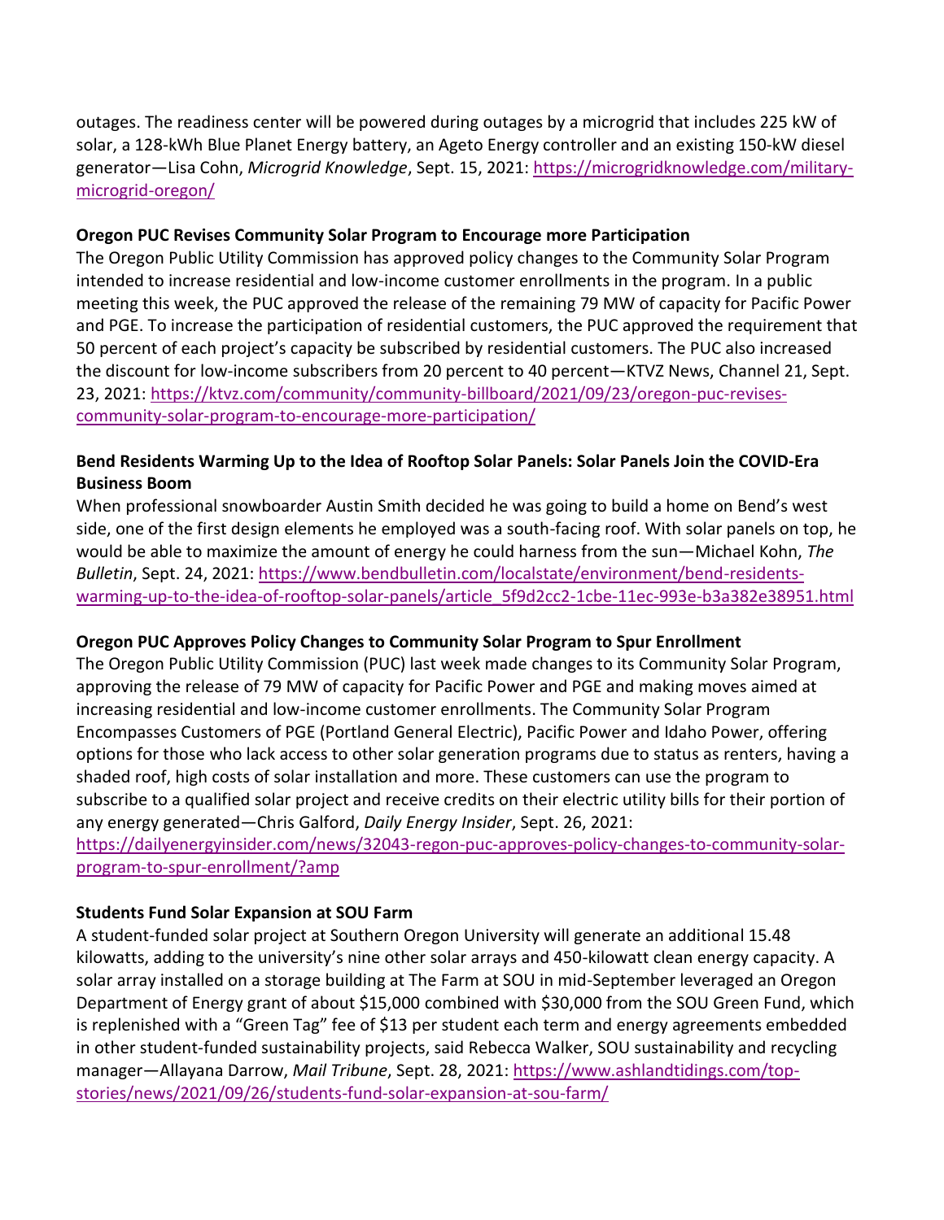outages. The readiness center will be powered during outages by a microgrid that includes 225 kW of solar, a 128-kWh Blue Planet Energy battery, an Ageto Energy controller and an existing 150-kW diesel generator—Lisa Cohn, *Microgrid Knowledge*, Sept. 15, 2021: [https://microgridknowledge.com/military-microgrid-oregon/](https://microgridknowledge.com/military-microgrid-oregon/)

**Oregon PUC Revises Community Solar Program to Encourage more Participation**

The Oregon Public Utility Commission has approved policy changes to the Community Solar Program intended to increase residential and low-income customer enrollments in the program. In a public meeting this week, the PUC approved the release of the remaining 79 MW of capacity for Pacific Power and PGE. To increase the participation of residential customers, the PUC approved the requirement that 50 percent of each project's capacity be subscribed by residential customers. The PUC also increased the discount for low-income subscribers from 20 percent to 40 percent—KTVZ News, Channel 21, Sept. 23, 2021: [https://ktvz.com/community/community-billboard/2021/09/23/oregon-puc-revises-community-solar-program-to-encourage-more-participation/](https://ktvz.com/community/community-billboard/2021/09/23/oregon-puc-revises-community-solar-program-to-encourage-more-participation/)

**Bend Residents Warming Up to the Idea of Rooftop Solar Panels: Solar Panels Join the COVID-Era Business Boom**

When professional snowboarder Austin Smith decided he was going to build a home on Bend's west side, one of the first design elements he employed was a south-facing roof. With solar panels on top, he would be able to maximize the amount of energy he could harness from the sun—Michael Kohn, *The Bulletin*, Sept. 24, 2021: [https://www.bendbulletin.com/localstate/environment/bend-residents-warming-up-to-the-idea-of-rooftop-solar-panels/article_5f9d2cc2-1cbe-11ec-993e-b3a382e38951.html](https://www.bendbulletin.com/localstate/environment/bend-residents-warming-up-to-the-idea-of-rooftop-solar-panels/article_5f9d2cc2-1cbe-11ec-993e-b3a382e38951.html)

**Oregon PUC Approves Policy Changes to Community Solar Program to Spur Enrollment**

The Oregon Public Utility Commission (PUC) last week made changes to its Community Solar Program, approving the release of 79 MW of capacity for Pacific Power and PGE and making moves aimed at increasing residential and low-income customer enrollments. The Community Solar Program Encompasses Customers of PGE (Portland General Electric), Pacific Power and Idaho Power, offering options for those who lack access to other solar generation programs due to status as renters, having a shaded roof, high costs of solar installation and more. These customers can use the program to subscribe to a qualified solar project and receive credits on their electric utility bills for their portion of any energy generated—Chris Galford, *Daily Energy Insider*, Sept. 26, 2021: [https://dailyenergyinsider.com/news/32043-regon-puc-approves-policy-changes-to-community-solar-program-to-spur-enrollment/?amp](https://dailyenergyinsider.com/news/32043-regon-puc-approves-policy-changes-to-community-solar-program-to-spur-enrollment/?amp)

**Students Fund Solar Expansion at SOU Farm**

A student-funded solar project at Southern Oregon University will generate an additional 15.48 kilowatts, adding to the university's nine other solar arrays and 450-kilowatt clean energy capacity. A solar array installed on a storage building at The Farm at SOU in mid-September leveraged an Oregon Department of Energy grant of about $15,000 combined with $30,000 from the SOU Green Fund, which is replenished with a "Green Tag" fee of $13 per student each term and energy agreements embedded in other student-funded sustainability projects, said Rebecca Walker, SOU sustainability and recycling manager—Allayana Darrow, *Mail Tribune*, Sept. 28, 2021: [https://www.ashlandtidings.com/top-stories/news/2021/09/26/students-fund-solar-expansion-at-sou-farm/](https://www.ashlandtidings.com/top-stories/news/2021/09/26/students-fund-solar-expansion-at-sou-farm/)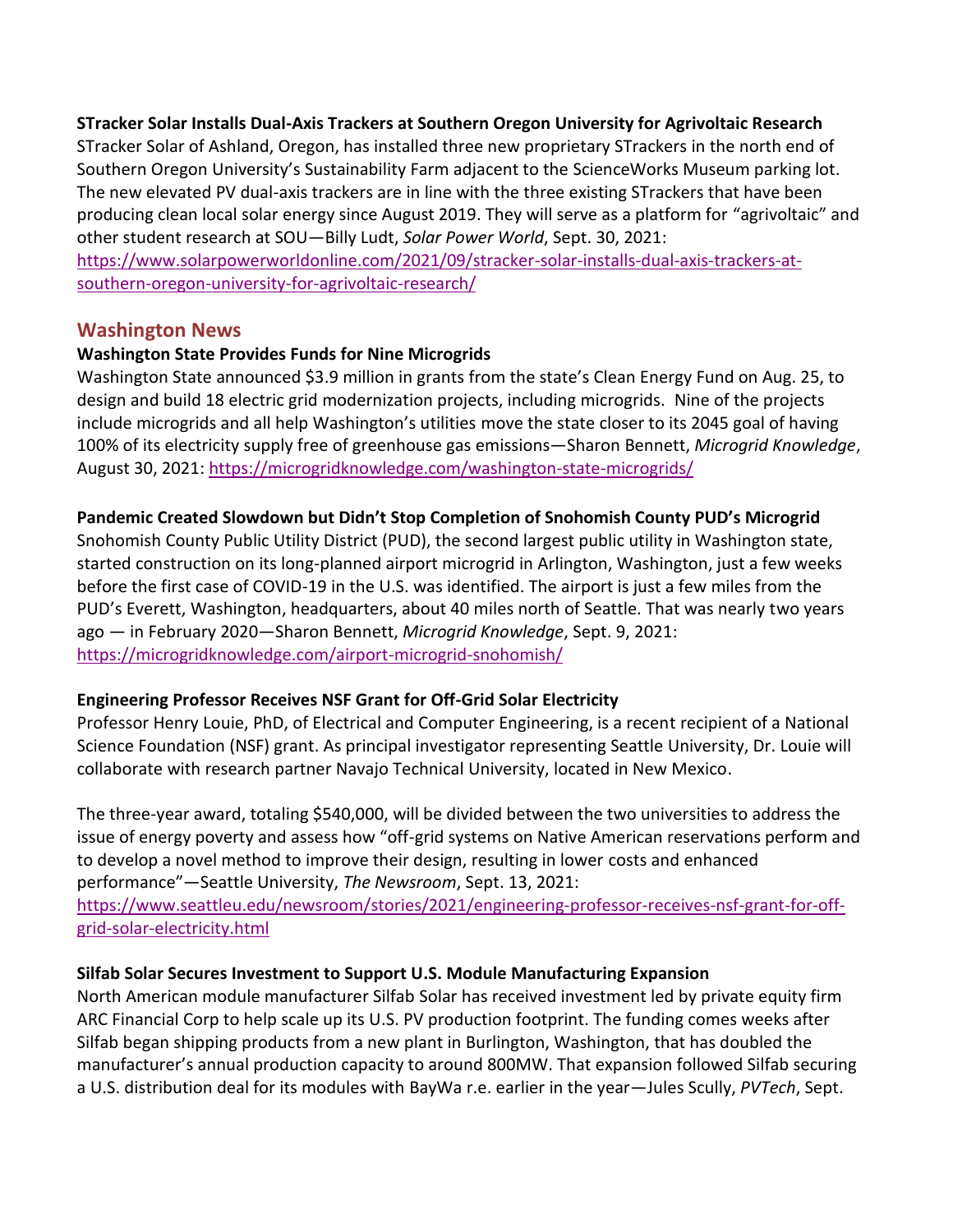**STracker Solar Installs Dual-Axis Trackers at Southern Oregon University for Agrivoltaic Research**

STracker Solar of Ashland, Oregon, has installed three new proprietary STrackers in the north end of Southern Oregon University's Sustainability Farm adjacent to the ScienceWorks Museum parking lot. The new elevated PV dual-axis trackers are in line with the three existing STrackers that have been producing clean local solar energy since August 2019. They will serve as a platform for "agrivoltaic" and other student research at SOU—Billy Ludt, *Solar Power World*, Sept. 30, 2021: https://www.solarpowerworldonline.com/2021/09/stracker-solar-installs-dual-axis-trackers-at-southern-oregon-university-for-agrivoltaic-research/

## Washington News

**Washington State Provides Funds for Nine Microgrids**

Washington State announced $3.9 million in grants from the state's Clean Energy Fund on Aug. 25, to design and build 18 electric grid modernization projects, including microgrids. Nine of the projects include microgrids and all help Washington's utilities move the state closer to its 2045 goal of having 100% of its electricity supply free of greenhouse gas emissions—Sharon Bennett, *Microgrid Knowledge*, August 30, 2021: https://microgridknowledge.com/washington-state-microgrids/

**Pandemic Created Slowdown but Didn't Stop Completion of Snohomish County PUD's Microgrid**

Snohomish County Public Utility District (PUD), the second largest public utility in Washington state, started construction on its long-planned airport microgrid in Arlington, Washington, just a few weeks before the first case of COVID-19 in the U.S. was identified. The airport is just a few miles from the PUD's Everett, Washington, headquarters, about 40 miles north of Seattle. That was nearly two years ago — in February 2020—Sharon Bennett, *Microgrid Knowledge*, Sept. 9, 2021: https://microgridknowledge.com/airport-microgrid-snohomish/

**Engineering Professor Receives NSF Grant for Off-Grid Solar Electricity**

Professor Henry Louie, PhD, of Electrical and Computer Engineering, is a recent recipient of a National Science Foundation (NSF) grant. As principal investigator representing Seattle University, Dr. Louie will collaborate with research partner Navajo Technical University, located in New Mexico.

The three-year award, totaling $540,000, will be divided between the two universities to address the issue of energy poverty and assess how "off-grid systems on Native American reservations perform and to develop a novel method to improve their design, resulting in lower costs and enhanced performance"—Seattle University, *The Newsroom*, Sept. 13, 2021: https://www.seattleu.edu/newsroom/stories/2021/engineering-professor-receives-nsf-grant-for-off-grid-solar-electricity.html

**Silfab Solar Secures Investment to Support U.S. Module Manufacturing Expansion**

North American module manufacturer Silfab Solar has received investment led by private equity firm ARC Financial Corp to help scale up its U.S. PV production footprint. The funding comes weeks after Silfab began shipping products from a new plant in Burlington, Washington, that has doubled the manufacturer's annual production capacity to around 800MW. That expansion followed Silfab securing a U.S. distribution deal for its modules with BayWa r.e. earlier in the year—Jules Scully, *PVTech*, Sept.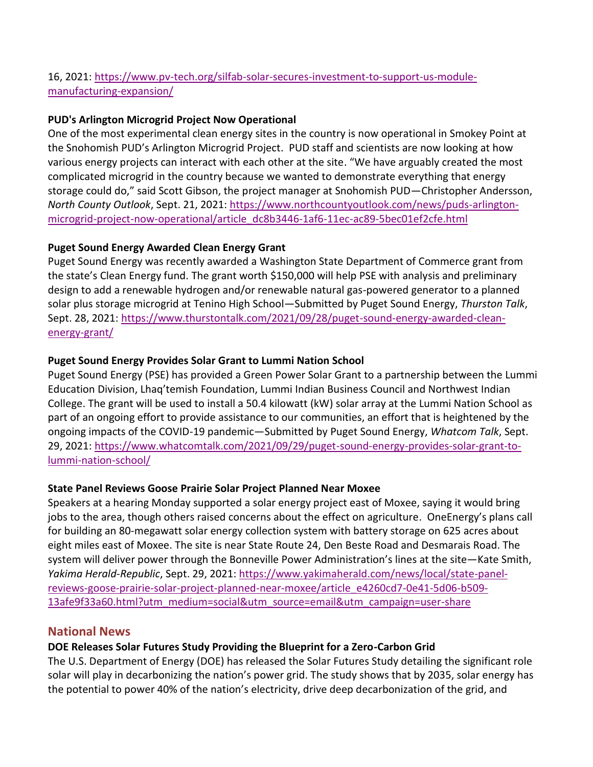16, 2021: https://www.pv-tech.org/silfab-solar-secures-investment-to-support-us-module-manufacturing-expansion/

**PUD's Arlington Microgrid Project Now Operational**
One of the most experimental clean energy sites in the country is now operational in Smokey Point at the Snohomish PUD's Arlington Microgrid Project. PUD staff and scientists are now looking at how various energy projects can interact with each other at the site. "We have arguably created the most complicated microgrid in the country because we wanted to demonstrate everything that energy storage could do," said Scott Gibson, the project manager at Snohomish PUD—Christopher Andersson, *North County Outlook*, Sept. 21, 2021: https://www.northcountyoutlook.com/news/puds-arlington-microgrid-project-now-operational/article_dc8b3446-1af6-11ec-ac89-5bec01ef2cfe.html

**Puget Sound Energy Awarded Clean Energy Grant**
Puget Sound Energy was recently awarded a Washington State Department of Commerce grant from the state's Clean Energy fund. The grant worth $150,000 will help PSE with analysis and preliminary design to add a renewable hydrogen and/or renewable natural gas-powered generator to a planned solar plus storage microgrid at Tenino High School—Submitted by Puget Sound Energy, *Thurston Talk*, Sept. 28, 2021: https://www.thurstontalk.com/2021/09/28/puget-sound-energy-awarded-clean-energy-grant/

**Puget Sound Energy Provides Solar Grant to Lummi Nation School**
Puget Sound Energy (PSE) has provided a Green Power Solar Grant to a partnership between the Lummi Education Division, Lhaq'temish Foundation, Lummi Indian Business Council and Northwest Indian College. The grant will be used to install a 50.4 kilowatt (kW) solar array at the Lummi Nation School as part of an ongoing effort to provide assistance to our communities, an effort that is heightened by the ongoing impacts of the COVID-19 pandemic—Submitted by Puget Sound Energy, *Whatcom Talk*, Sept. 29, 2021: https://www.whatcomtalk.com/2021/09/29/puget-sound-energy-provides-solar-grant-to-lummi-nation-school/

**State Panel Reviews Goose Prairie Solar Project Planned Near Moxee**
Speakers at a hearing Monday supported a solar energy project east of Moxee, saying it would bring jobs to the area, though others raised concerns about the effect on agriculture. OneEnergy's plans call for building an 80-megawatt solar energy collection system with battery storage on 625 acres about eight miles east of Moxee. The site is near State Route 24, Den Beste Road and Desmarais Road. The system will deliver power through the Bonneville Power Administration's lines at the site—Kate Smith, *Yakima Herald-Republic*, Sept. 29, 2021: https://www.yakimaherald.com/news/local/state-panel-reviews-goose-prairie-solar-project-planned-near-moxee/article_e4260cd7-0e41-5d06-b509-13afe9f33a60.html?utm_medium=social&utm_source=email&utm_campaign=user-share

## National News

**DOE Releases Solar Futures Study Providing the Blueprint for a Zero-Carbon Grid**
The U.S. Department of Energy (DOE) has released the Solar Futures Study detailing the significant role solar will play in decarbonizing the nation's power grid. The study shows that by 2035, solar energy has the potential to power 40% of the nation's electricity, drive deep decarbonization of the grid, and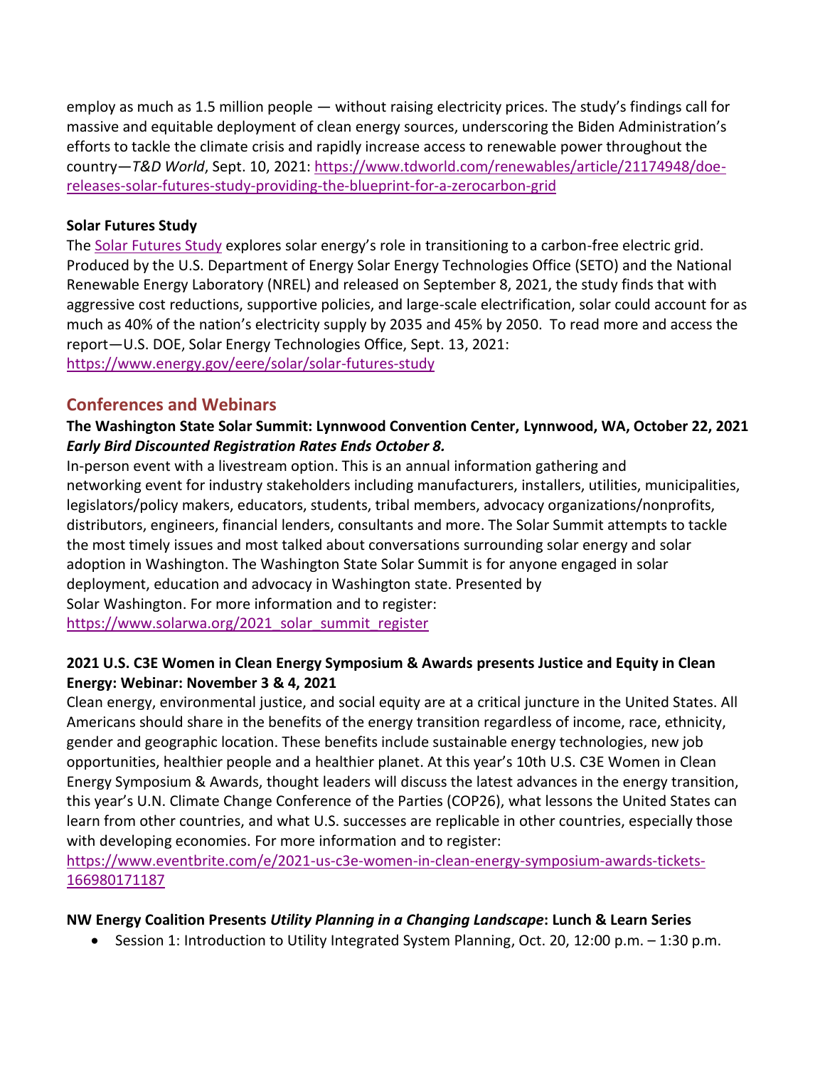employ as much as 1.5 million people — without raising electricity prices. The study's findings call for massive and equitable deployment of clean energy sources, underscoring the Biden Administration's efforts to tackle the climate crisis and rapidly increase access to renewable power throughout the country—*T&D World*, Sept. 10, 2021: https://www.tdworld.com/renewables/article/21174948/doe-releases-solar-futures-study-providing-the-blueprint-for-a-zerocarbon-grid

**Solar Futures Study**

The Solar Futures Study explores solar energy's role in transitioning to a carbon-free electric grid. Produced by the U.S. Department of Energy Solar Energy Technologies Office (SETO) and the National Renewable Energy Laboratory (NREL) and released on September 8, 2021, the study finds that with aggressive cost reductions, supportive policies, and large-scale electrification, solar could account for as much as 40% of the nation's electricity supply by 2035 and 45% by 2050. To read more and access the report—U.S. DOE, Solar Energy Technologies Office, Sept. 13, 2021: https://www.energy.gov/eere/solar/solar-futures-study

## Conferences and Webinars

**The Washington State Solar Summit: Lynnwood Convention Center, Lynnwood, WA, October 22, 2021**
***Early Bird Discounted Registration Rates Ends October 8.***

In-person event with a livestream option. This is an annual information gathering and networking event for industry stakeholders including manufacturers, installers, utilities, municipalities, legislators/policy makers, educators, students, tribal members, advocacy organizations/nonprofits, distributors, engineers, financial lenders, consultants and more. The Solar Summit attempts to tackle the most timely issues and most talked about conversations surrounding solar energy and solar adoption in Washington. The Washington State Solar Summit is for anyone engaged in solar deployment, education and advocacy in Washington state. Presented by Solar Washington. For more information and to register: https://www.solarwa.org/2021_solar_summit_register

**2021 U.S. C3E Women in Clean Energy Symposium & Awards presents Justice and Equity in Clean Energy: Webinar: November 3 & 4, 2021**

Clean energy, environmental justice, and social equity are at a critical juncture in the United States. All Americans should share in the benefits of the energy transition regardless of income, race, ethnicity, gender and geographic location. These benefits include sustainable energy technologies, new job opportunities, healthier people and a healthier planet. At this year's 10th U.S. C3E Women in Clean Energy Symposium & Awards, thought leaders will discuss the latest advances in the energy transition, this year's U.N. Climate Change Conference of the Parties (COP26), what lessons the United States can learn from other countries, and what U.S. successes are replicable in other countries, especially those with developing economies. For more information and to register: https://www.eventbrite.com/e/2021-us-c3e-women-in-clean-energy-symposium-awards-tickets-166980171187

**NW Energy Coalition Presents *Utility Planning in a Changing Landscape*: Lunch & Learn Series**

- Session 1: Introduction to Utility Integrated System Planning, Oct. 20, 12:00 p.m. – 1:30 p.m.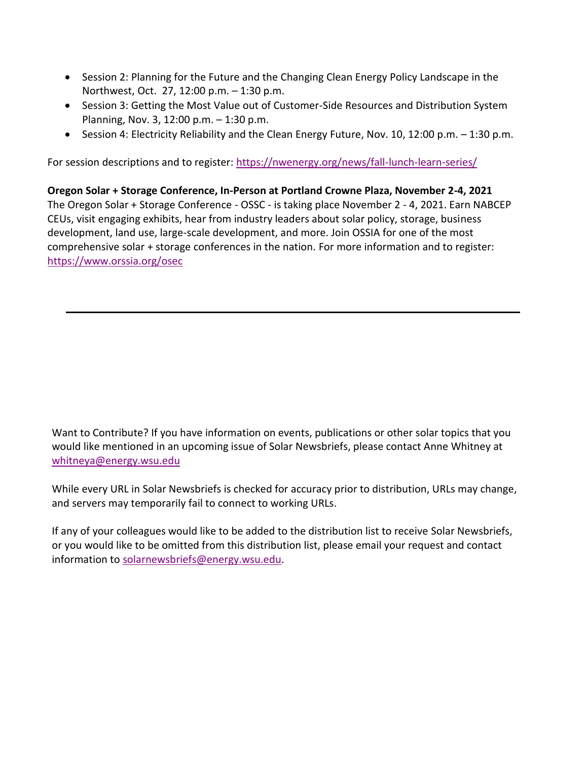- Session 2: Planning for the Future and the Changing Clean Energy Policy Landscape in the Northwest, Oct. 27, 12:00 p.m. – 1:30 p.m.
- Session 3: Getting the Most Value out of Customer-Side Resources and Distribution System Planning, Nov. 3, 12:00 p.m. – 1:30 p.m.
- Session 4: Electricity Reliability and the Clean Energy Future, Nov. 10, 12:00 p.m. – 1:30 p.m.

For session descriptions and to register: https://nwenergy.org/news/fall-lunch-learn-series/

**Oregon Solar + Storage Conference, In-Person at Portland Crowne Plaza, November 2-4, 2021**

The Oregon Solar + Storage Conference - OSSC - is taking place November 2 - 4, 2021. Earn NABCEP CEUs, visit engaging exhibits, hear from industry leaders about solar policy, storage, business development, land use, large-scale development, and more. Join OSSIA for one of the most comprehensive solar + storage conferences in the nation. For more information and to register: https://www.orssia.org/osec

---

Want to Contribute? If you have information on events, publications or other solar topics that you would like mentioned in an upcoming issue of Solar Newsbriefs, please contact Anne Whitney at whitneya@energy.wsu.edu

While every URL in Solar Newsbriefs is checked for accuracy prior to distribution, URLs may change, and servers may temporarily fail to connect to working URLs.

If any of your colleagues would like to be added to the distribution list to receive Solar Newsbriefs, or you would like to be omitted from this distribution list, please email your request and contact information to solarnewsbriefs@energy.wsu.edu.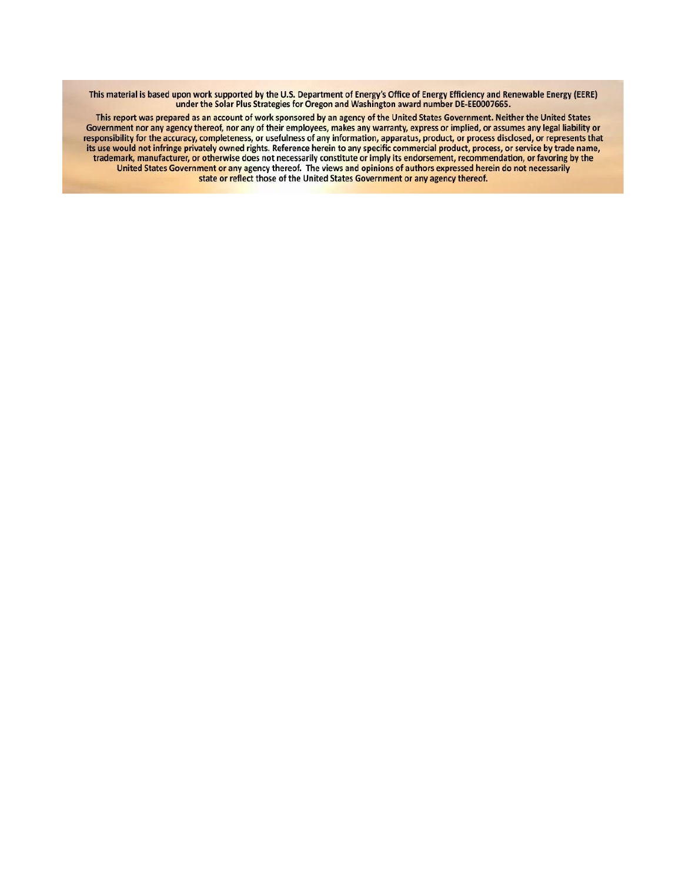**This material is based upon work supported by the U.S. Department of Energy's Office of Energy Efficiency and Renewable Energy (EERE) under the Solar Plus Strategies for Oregon and Washington award number DE-EE0007665.**

**This report was prepared as an account of work sponsored by an agency of the United States Government. Neither the United States Government nor any agency thereof, nor any of their employees, makes any warranty, express or implied, or assumes any legal liability or responsibility for the accuracy, completeness, or usefulness of any information, apparatus, product, or process disclosed, or represents that its use would not infringe privately owned rights. Reference herein to any specific commercial product, process, or service by trade name, trademark, manufacturer, or otherwise does not necessarily constitute or imply its endorsement, recommendation, or favoring by the United States Government or any agency thereof. The views and opinions of authors expressed herein do not necessarily state or reflect those of the United States Government or any agency thereof.**